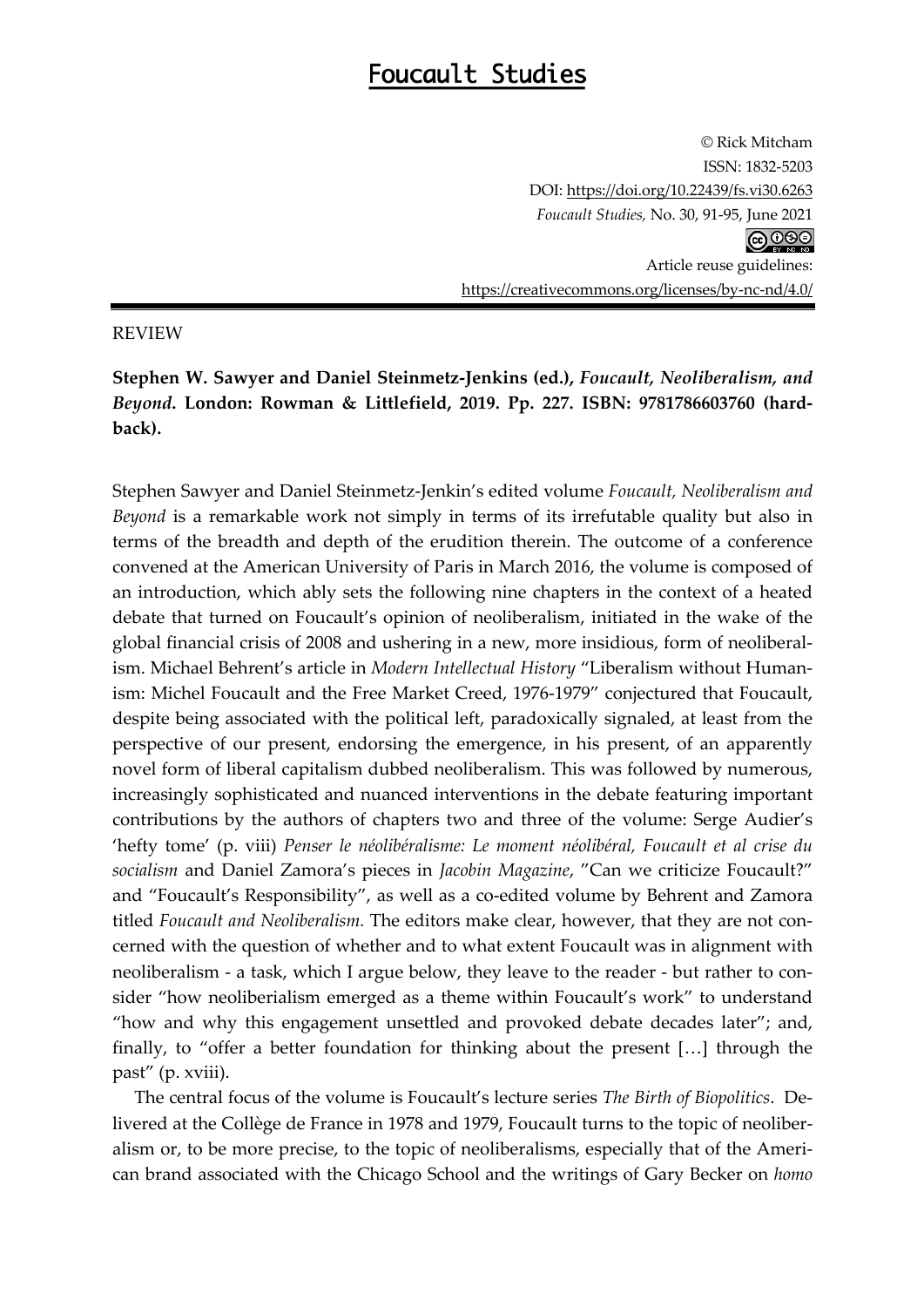# Foucault Studies

© Rick Mitcham
ISSN: 1832-5203
DOI: https://doi.org/10.22439/fs.vi30.6263
*Foucault Studies,* No. 30, 91-95, June 2021

Article reuse guidelines:
https://creativecommons.org/licenses/by-nc-nd/4.0/

REVIEW

**Stephen W. Sawyer and Daniel Steinmetz-Jenkins (ed.), *Foucault, Neoliberalism, and Beyond*. London: Rowman & Littlefield, 2019. Pp. 227. ISBN: 9781786603760 (hardback).**

Stephen Sawyer and Daniel Steinmetz-Jenkin's edited volume *Foucault, Neoliberalism and Beyond* is a remarkable work not simply in terms of its irrefutable quality but also in terms of the breadth and depth of the erudition therein. The outcome of a conference convened at the American University of Paris in March 2016, the volume is composed of an introduction, which ably sets the following nine chapters in the context of a heated debate that turned on Foucault's opinion of neoliberalism, initiated in the wake of the global financial crisis of 2008 and ushering in a new, more insidious, form of neoliberalism. Michael Behrent's article in *Modern Intellectual History* "Liberalism without Humanism: Michel Foucault and the Free Market Creed, 1976-1979" conjectured that Foucault, despite being associated with the political left, paradoxically signaled, at least from the perspective of our present, endorsing the emergence, in his present, of an apparently novel form of liberal capitalism dubbed neoliberalism. This was followed by numerous, increasingly sophisticated and nuanced interventions in the debate featuring important contributions by the authors of chapters two and three of the volume: Serge Audier's 'hefty tome' (p. viii) *Penser le néolibéralisme: Le moment néolibéral, Foucault et al crise du socialism* and Daniel Zamora's pieces in *Jacobin Magazine*, "Can we criticize Foucault?" and "Foucault's Responsibility", as well as a co-edited volume by Behrent and Zamora titled *Foucault and Neoliberalism.* The editors make clear, however, that they are not concerned with the question of whether and to what extent Foucault was in alignment with neoliberalism - a task, which I argue below, they leave to the reader - but rather to consider "how neoliberialism emerged as a theme within Foucault's work" to understand "how and why this engagement unsettled and provoked debate decades later"; and, finally, to "offer a better foundation for thinking about the present […] through the past" (p. xviii).

The central focus of the volume is Foucault's lecture series *The Birth of Biopolitics*. Delivered at the Collège de France in 1978 and 1979, Foucault turns to the topic of neoliberalism or, to be more precise, to the topic of neoliberalisms, especially that of the American brand associated with the Chicago School and the writings of Gary Becker on *homo*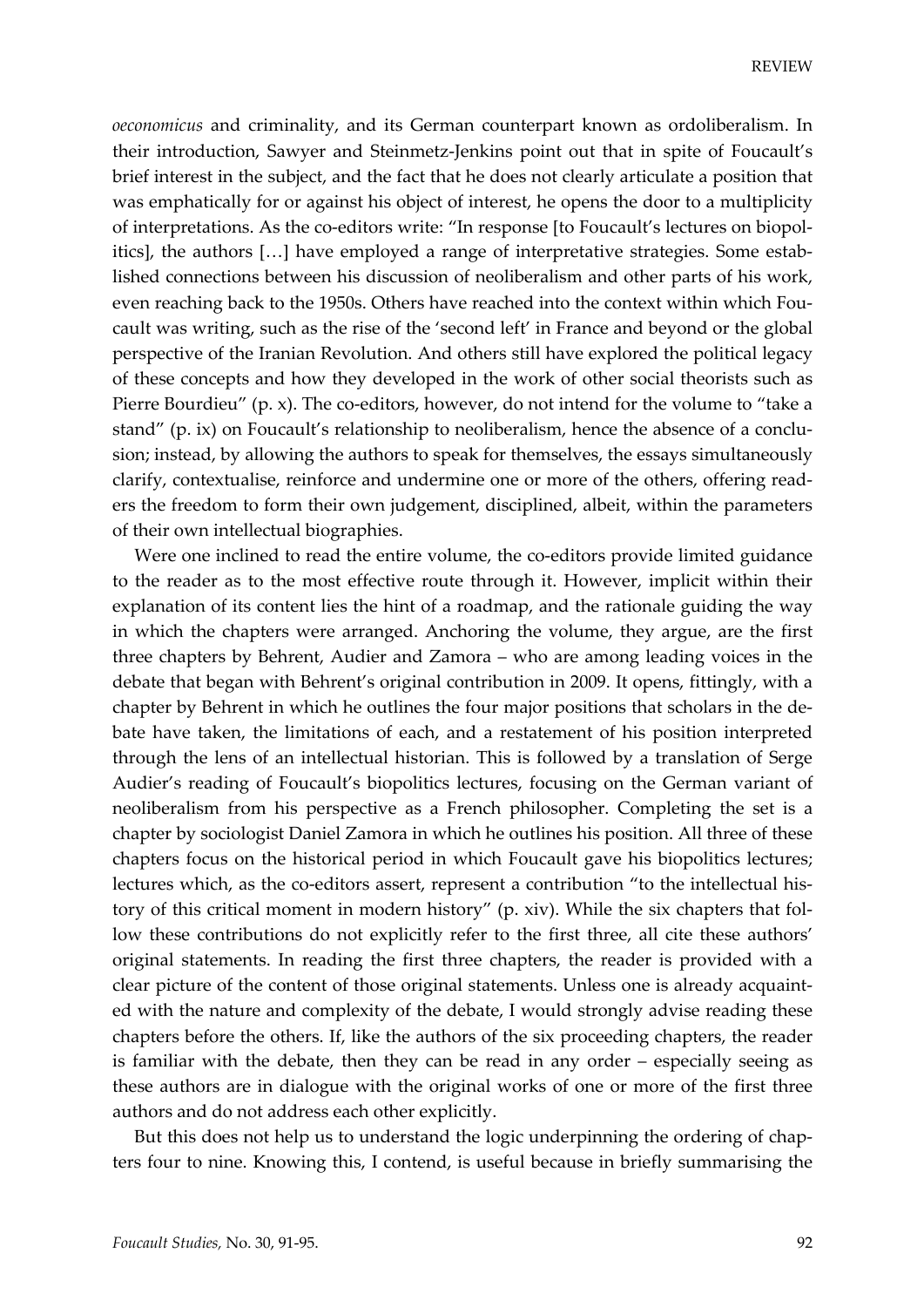*oeconomicus* and criminality, and its German counterpart known as ordoliberalism. In their introduction, Sawyer and Steinmetz-Jenkins point out that in spite of Foucault's brief interest in the subject, and the fact that he does not clearly articulate a position that was emphatically for or against his object of interest, he opens the door to a multiplicity of interpretations. As the co-editors write: "In response [to Foucault's lectures on biopolitics], the authors […] have employed a range of interpretative strategies. Some established connections between his discussion of neoliberalism and other parts of his work, even reaching back to the 1950s. Others have reached into the context within which Foucault was writing, such as the rise of the 'second left' in France and beyond or the global perspective of the Iranian Revolution. And others still have explored the political legacy of these concepts and how they developed in the work of other social theorists such as Pierre Bourdieu" (p. x). The co-editors, however, do not intend for the volume to "take a stand" (p. ix) on Foucault's relationship to neoliberalism, hence the absence of a conclusion; instead, by allowing the authors to speak for themselves, the essays simultaneously clarify, contextualise, reinforce and undermine one or more of the others, offering readers the freedom to form their own judgement, disciplined, albeit, within the parameters of their own intellectual biographies.

Were one inclined to read the entire volume, the co-editors provide limited guidance to the reader as to the most effective route through it. However, implicit within their explanation of its content lies the hint of a roadmap, and the rationale guiding the way in which the chapters were arranged. Anchoring the volume, they argue, are the first three chapters by Behrent, Audier and Zamora – who are among leading voices in the debate that began with Behrent's original contribution in 2009. It opens, fittingly, with a chapter by Behrent in which he outlines the four major positions that scholars in the debate have taken, the limitations of each, and a restatement of his position interpreted through the lens of an intellectual historian. This is followed by a translation of Serge Audier's reading of Foucault's biopolitics lectures, focusing on the German variant of neoliberalism from his perspective as a French philosopher. Completing the set is a chapter by sociologist Daniel Zamora in which he outlines his position. All three of these chapters focus on the historical period in which Foucault gave his biopolitics lectures; lectures which, as the co-editors assert, represent a contribution "to the intellectual history of this critical moment in modern history" (p. xiv). While the six chapters that follow these contributions do not explicitly refer to the first three, all cite these authors' original statements. In reading the first three chapters, the reader is provided with a clear picture of the content of those original statements. Unless one is already acquainted with the nature and complexity of the debate, I would strongly advise reading these chapters before the others. If, like the authors of the six proceeding chapters, the reader is familiar with the debate, then they can be read in any order – especially seeing as these authors are in dialogue with the original works of one or more of the first three authors and do not address each other explicitly.

But this does not help us to understand the logic underpinning the ordering of chapters four to nine. Knowing this, I contend, is useful because in briefly summarising the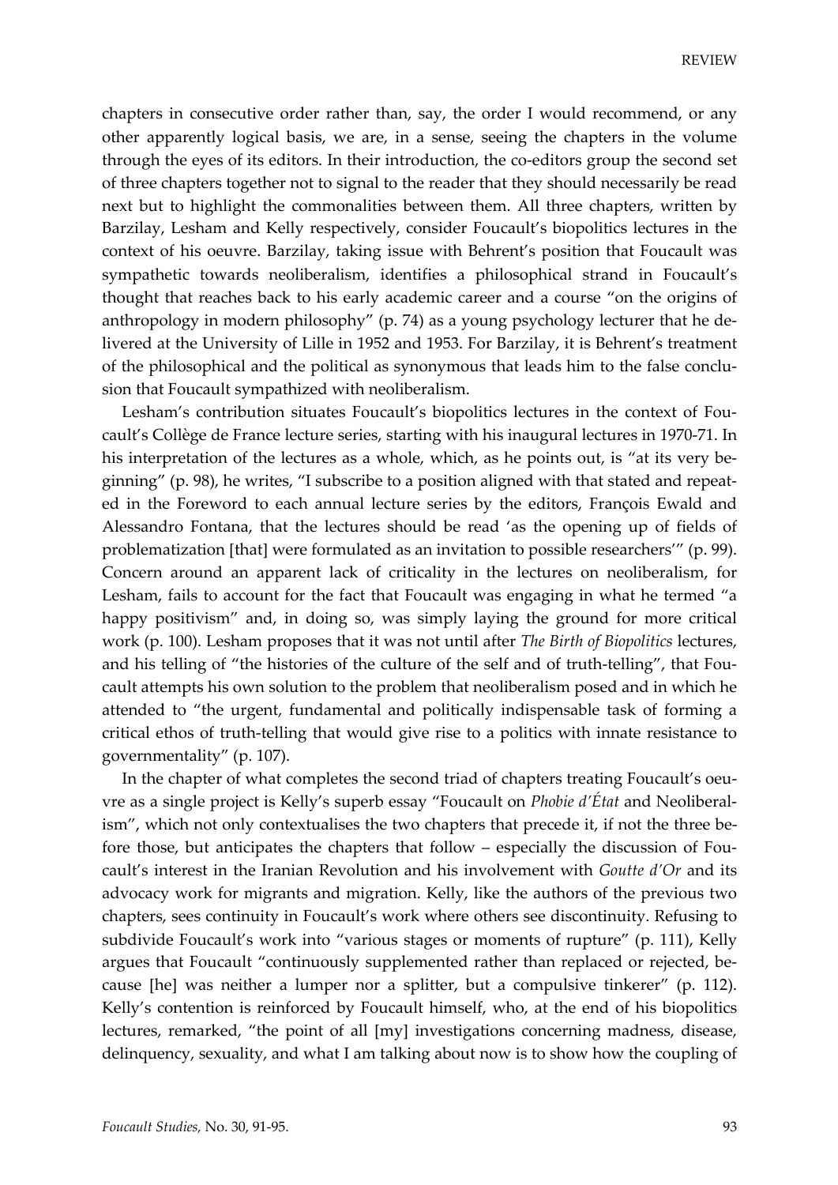chapters in consecutive order rather than, say, the order I would recommend, or any other apparently logical basis, we are, in a sense, seeing the chapters in the volume through the eyes of its editors. In their introduction, the co-editors group the second set of three chapters together not to signal to the reader that they should necessarily be read next but to highlight the commonalities between them. All three chapters, written by Barzilay, Lesham and Kelly respectively, consider Foucault's biopolitics lectures in the context of his oeuvre. Barzilay, taking issue with Behrent's position that Foucault was sympathetic towards neoliberalism, identifies a philosophical strand in Foucault's thought that reaches back to his early academic career and a course "on the origins of anthropology in modern philosophy" (p. 74) as a young psychology lecturer that he delivered at the University of Lille in 1952 and 1953. For Barzilay, it is Behrent's treatment of the philosophical and the political as synonymous that leads him to the false conclusion that Foucault sympathized with neoliberalism.

Lesham's contribution situates Foucault's biopolitics lectures in the context of Foucault's Collège de France lecture series, starting with his inaugural lectures in 1970-71. In his interpretation of the lectures as a whole, which, as he points out, is "at its very beginning" (p. 98), he writes, "I subscribe to a position aligned with that stated and repeated in the Foreword to each annual lecture series by the editors, François Ewald and Alessandro Fontana, that the lectures should be read 'as the opening up of fields of problematization [that] were formulated as an invitation to possible researchers'" (p. 99). Concern around an apparent lack of criticality in the lectures on neoliberalism, for Lesham, fails to account for the fact that Foucault was engaging in what he termed "a happy positivism" and, in doing so, was simply laying the ground for more critical work (p. 100). Lesham proposes that it was not until after *The Birth of Biopolitics* lectures, and his telling of "the histories of the culture of the self and of truth-telling", that Foucault attempts his own solution to the problem that neoliberalism posed and in which he attended to "the urgent, fundamental and politically indispensable task of forming a critical ethos of truth-telling that would give rise to a politics with innate resistance to governmentality" (p. 107).

In the chapter of what completes the second triad of chapters treating Foucault's oeuvre as a single project is Kelly's superb essay "Foucault on *Phobie d'État* and Neoliberalism", which not only contextualises the two chapters that precede it, if not the three before those, but anticipates the chapters that follow – especially the discussion of Foucault's interest in the Iranian Revolution and his involvement with *Goutte d'Or* and its advocacy work for migrants and migration. Kelly, like the authors of the previous two chapters, sees continuity in Foucault's work where others see discontinuity. Refusing to subdivide Foucault's work into "various stages or moments of rupture" (p. 111), Kelly argues that Foucault "continuously supplemented rather than replaced or rejected, because [he] was neither a lumper nor a splitter, but a compulsive tinkerer" (p. 112). Kelly's contention is reinforced by Foucault himself, who, at the end of his biopolitics lectures, remarked, "the point of all [my] investigations concerning madness, disease, delinquency, sexuality, and what I am talking about now is to show how the coupling of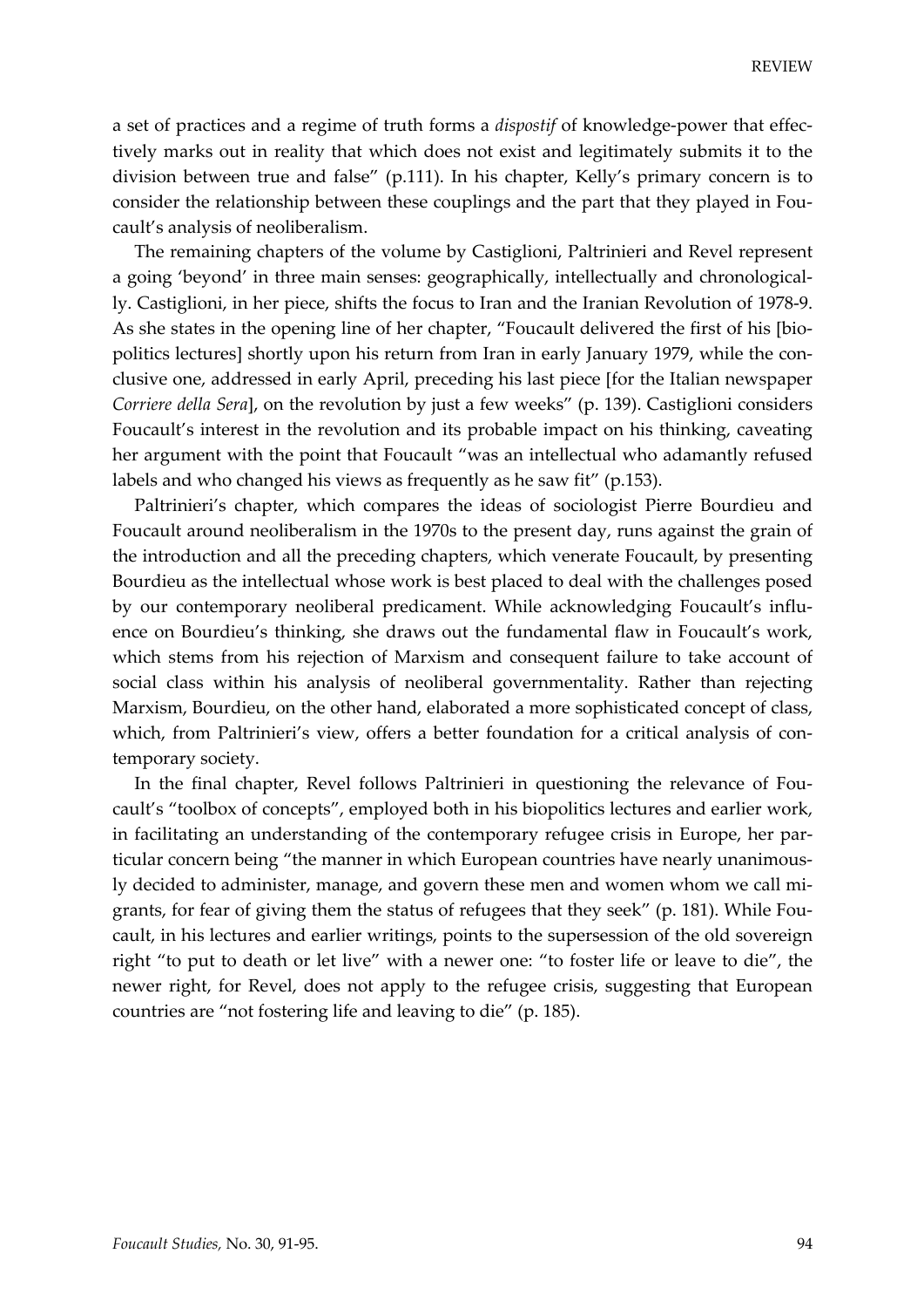a set of practices and a regime of truth forms a *dispostif* of knowledge-power that effectively marks out in reality that which does not exist and legitimately submits it to the division between true and false" (p.111). In his chapter, Kelly's primary concern is to consider the relationship between these couplings and the part that they played in Foucault's analysis of neoliberalism.

The remaining chapters of the volume by Castiglioni, Paltrinieri and Revel represent a going 'beyond' in three main senses: geographically, intellectually and chronologically. Castiglioni, in her piece, shifts the focus to Iran and the Iranian Revolution of 1978-9. As she states in the opening line of her chapter, "Foucault delivered the first of his [biopolitics lectures] shortly upon his return from Iran in early January 1979, while the conclusive one, addressed in early April, preceding his last piece [for the Italian newspaper *Corriere della Sera*], on the revolution by just a few weeks" (p. 139). Castiglioni considers Foucault's interest in the revolution and its probable impact on his thinking, caveating her argument with the point that Foucault "was an intellectual who adamantly refused labels and who changed his views as frequently as he saw fit" (p.153).

Paltrinieri's chapter, which compares the ideas of sociologist Pierre Bourdieu and Foucault around neoliberalism in the 1970s to the present day, runs against the grain of the introduction and all the preceding chapters, which venerate Foucault, by presenting Bourdieu as the intellectual whose work is best placed to deal with the challenges posed by our contemporary neoliberal predicament. While acknowledging Foucault's influence on Bourdieu's thinking, she draws out the fundamental flaw in Foucault's work, which stems from his rejection of Marxism and consequent failure to take account of social class within his analysis of neoliberal governmentality. Rather than rejecting Marxism, Bourdieu, on the other hand, elaborated a more sophisticated concept of class, which, from Paltrinieri's view, offers a better foundation for a critical analysis of contemporary society.

In the final chapter, Revel follows Paltrinieri in questioning the relevance of Foucault's "toolbox of concepts", employed both in his biopolitics lectures and earlier work, in facilitating an understanding of the contemporary refugee crisis in Europe, her particular concern being "the manner in which European countries have nearly unanimously decided to administer, manage, and govern these men and women whom we call migrants, for fear of giving them the status of refugees that they seek" (p. 181). While Foucault, in his lectures and earlier writings, points to the supersession of the old sovereign right "to put to death or let live" with a newer one: "to foster life or leave to die", the newer right, for Revel, does not apply to the refugee crisis, suggesting that European countries are "not fostering life and leaving to die" (p. 185).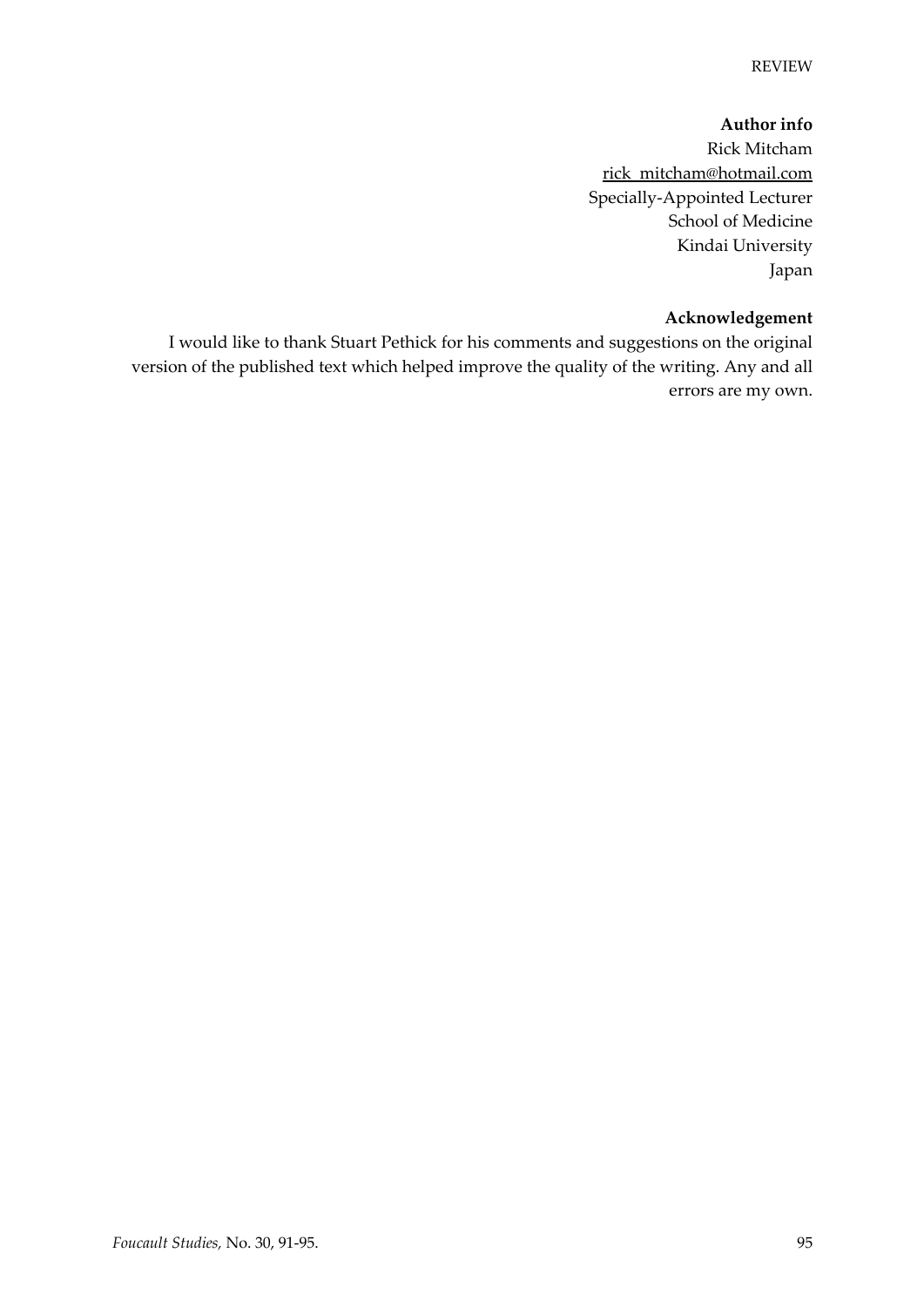**Author info**

Rick Mitcham
rick_mitcham@hotmail.com
Specially-Appointed Lecturer
School of Medicine
Kindai University
Japan

**Acknowledgement**

I would like to thank Stuart Pethick for his comments and suggestions on the original version of the published text which helped improve the quality of the writing. Any and all errors are my own.